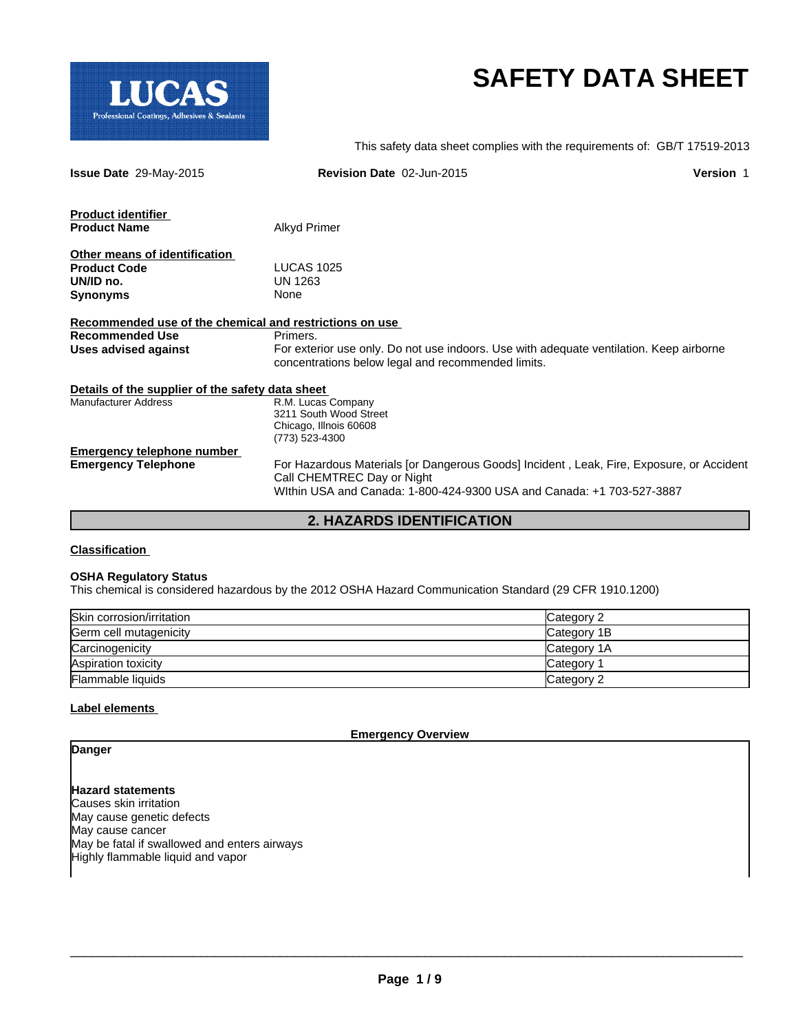# SAFETY DATA SHEET

This safety data sheet complies with the requirements of: GB/T 17519-2013

**Issue Date** 29-May-2015 **Revision Date** 02-Jun-2015 **Version** 1

**Product identifier**

**Product Name** Alkyd Primer

**Other means of identification**

**Product Code** LUCAS 1025
**UN/ID no.** UN 1263
**Synonyms** None

**Recommended use of the chemical and restrictions on use**

**Recommended Use** Primers.
**Uses advised against** For exterior use only. Do not use indoors. Use with adequate ventilation. Keep airborne concentrations below legal and recommended limits.

**Details of the supplier of the safety data sheet**

Manufacturer Address
R.M. Lucas Company
3211 South Wood Street
Chicago, Illnois 60608
(773) 523-4300

**Emergency telephone number**

**Emergency Telephone** For Hazardous Materials [or Dangerous Goods] Incident , Leak, Fire, Exposure, or Accident Call CHEMTREC Day or Night
WIthin USA and Canada: 1-800-424-9300 USA and Canada: +1 703-527-3887

## 2. HAZARDS IDENTIFICATION

**Classification**

**OSHA Regulatory Status**
This chemical is considered hazardous by the 2012 OSHA Hazard Communication Standard (29 CFR 1910.1200)

| | |
|---|---|
| Skin corrosion/irritation | Category 2 |
| Germ cell mutagenicity | Category 1B |
| Carcinogenicity | Category 1A |
| Aspiration toxicity | Category 1 |
| Flammable liquids | Category 2 |

**Label elements**

**Emergency Overview**

**Danger**

**Hazard statements**
Causes skin irritation
May cause genetic defects
May cause cancer
May be fatal if swallowed and enters airways
Highly flammable liquid and vapor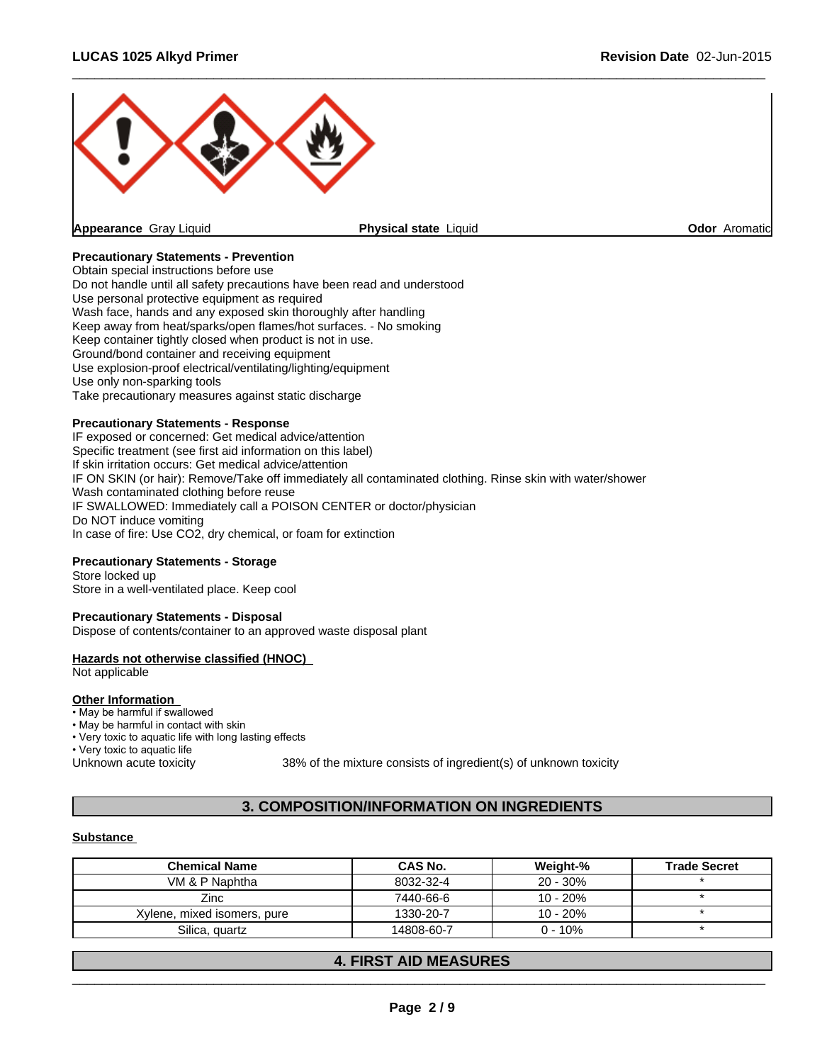Appearance Gray Liquid | Physical state Liquid | Odor Aromatic

**Precautionary Statements - Prevention**
Obtain special instructions before use
Do not handle until all safety precautions have been read and understood
Use personal protective equipment as required
Wash face, hands and any exposed skin thoroughly after handling
Keep away from heat/sparks/open flames/hot surfaces. - No smoking
Keep container tightly closed when product is not in use.
Ground/bond container and receiving equipment
Use explosion-proof electrical/ventilating/lighting/equipment
Use only non-sparking tools
Take precautionary measures against static discharge

**Precautionary Statements - Response**
IF exposed or concerned: Get medical advice/attention
Specific treatment (see first aid information on this label)
If skin irritation occurs: Get medical advice/attention
IF ON SKIN (or hair): Remove/Take off immediately all contaminated clothing. Rinse skin with water/shower
Wash contaminated clothing before reuse
IF SWALLOWED: Immediately call a POISON CENTER or doctor/physician
Do NOT induce vomiting
In case of fire: Use CO2, dry chemical, or foam for extinction

**Precautionary Statements - Storage**
Store locked up
Store in a well-ventilated place. Keep cool

**Precautionary Statements - Disposal**
Dispose of contents/container to an approved waste disposal plant

**Hazards not otherwise classified (HNOC)**
Not applicable

**Other Information**
- May be harmful if swallowed
- May be harmful in contact with skin
- Very toxic to aquatic life with long lasting effects
- Very toxic to aquatic life

Unknown acute toxicity 38% of the mixture consists of ingredient(s) of unknown toxicity

## 3. COMPOSITION/INFORMATION ON INGREDIENTS

**Substance**

| Chemical Name | CAS No. | Weight-% | Trade Secret |
|---|---|---|---|
| VM & P Naphtha | 8032-32-4 | 20 - 30% | * |
| Zinc | 7440-66-6 | 10 - 20% | * |
| Xylene, mixed isomers, pure | 1330-20-7 | 10 - 20% | * |
| Silica, quartz | 14808-60-7 | 0 - 10% | * |

## 4. FIRST AID MEASURES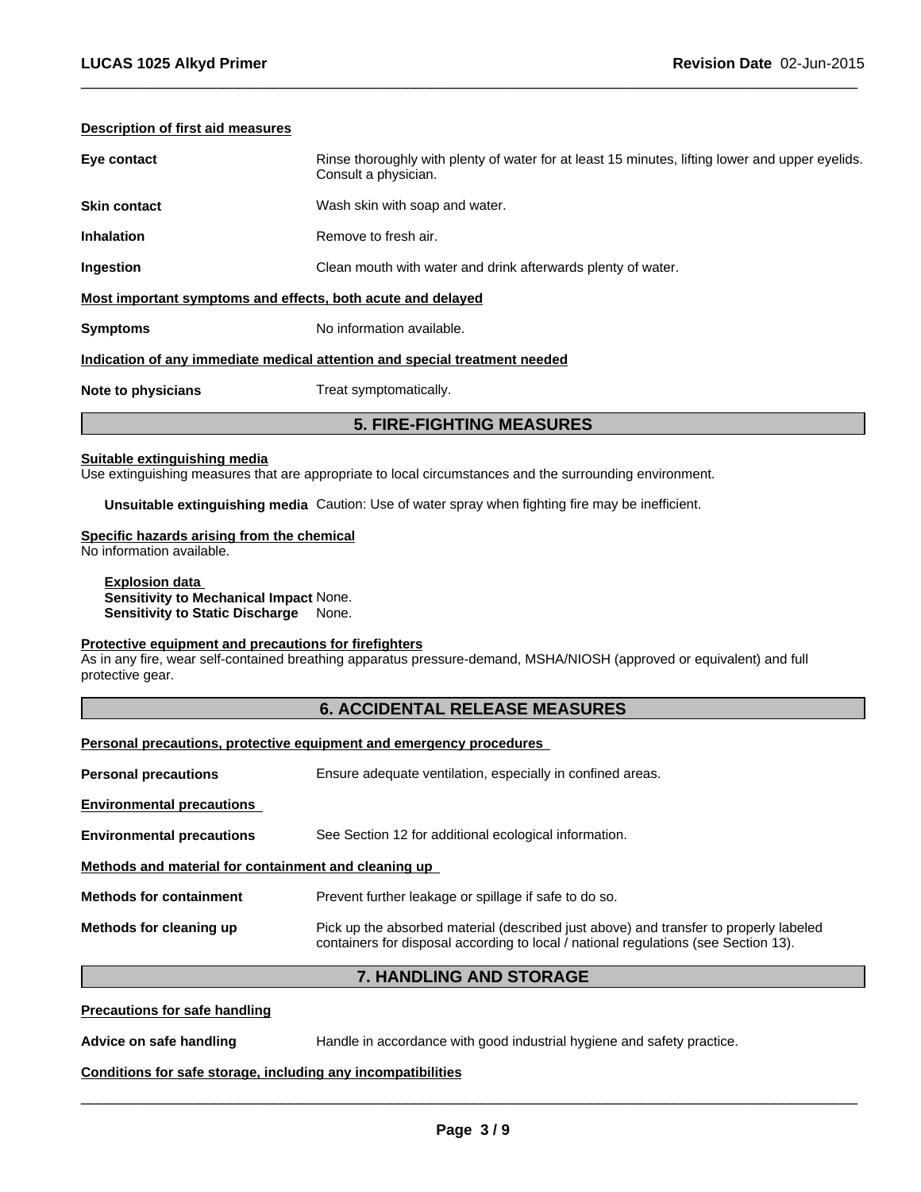**Description of first aid measures**

**Eye contact** Rinse thoroughly with plenty of water for at least 15 minutes, lifting lower and upper eyelids. Consult a physician.

**Skin contact** Wash skin with soap and water.

**Inhalation** Remove to fresh air.

**Ingestion** Clean mouth with water and drink afterwards plenty of water.

**Most important symptoms and effects, both acute and delayed**

**Symptoms** No information available.

**Indication of any immediate medical attention and special treatment needed**

**Note to physicians** Treat symptomatically.

## 5. FIRE-FIGHTING MEASURES

**Suitable extinguishing media**
Use extinguishing measures that are appropriate to local circumstances and the surrounding environment.

**Unsuitable extinguishing media** Caution: Use of water spray when fighting fire may be inefficient.

**Specific hazards arising from the chemical**
No information available.

**Explosion data**
**Sensitivity to Mechanical Impact** None.
**Sensitivity to Static Discharge** None.

**Protective equipment and precautions for firefighters**
As in any fire, wear self-contained breathing apparatus pressure-demand, MSHA/NIOSH (approved or equivalent) and full protective gear.

## 6. ACCIDENTAL RELEASE MEASURES

**Personal precautions, protective equipment and emergency procedures**

**Personal precautions** Ensure adequate ventilation, especially in confined areas.

**Environmental precautions**

**Environmental precautions** See Section 12 for additional ecological information.

**Methods and material for containment and cleaning up**

**Methods for containment** Prevent further leakage or spillage if safe to do so.

**Methods for cleaning up** Pick up the absorbed material (described just above) and transfer to properly labeled containers for disposal according to local / national regulations (see Section 13).

## 7. HANDLING AND STORAGE

**Precautions for safe handling**

**Advice on safe handling** Handle in accordance with good industrial hygiene and safety practice.

**Conditions for safe storage, including any incompatibilities**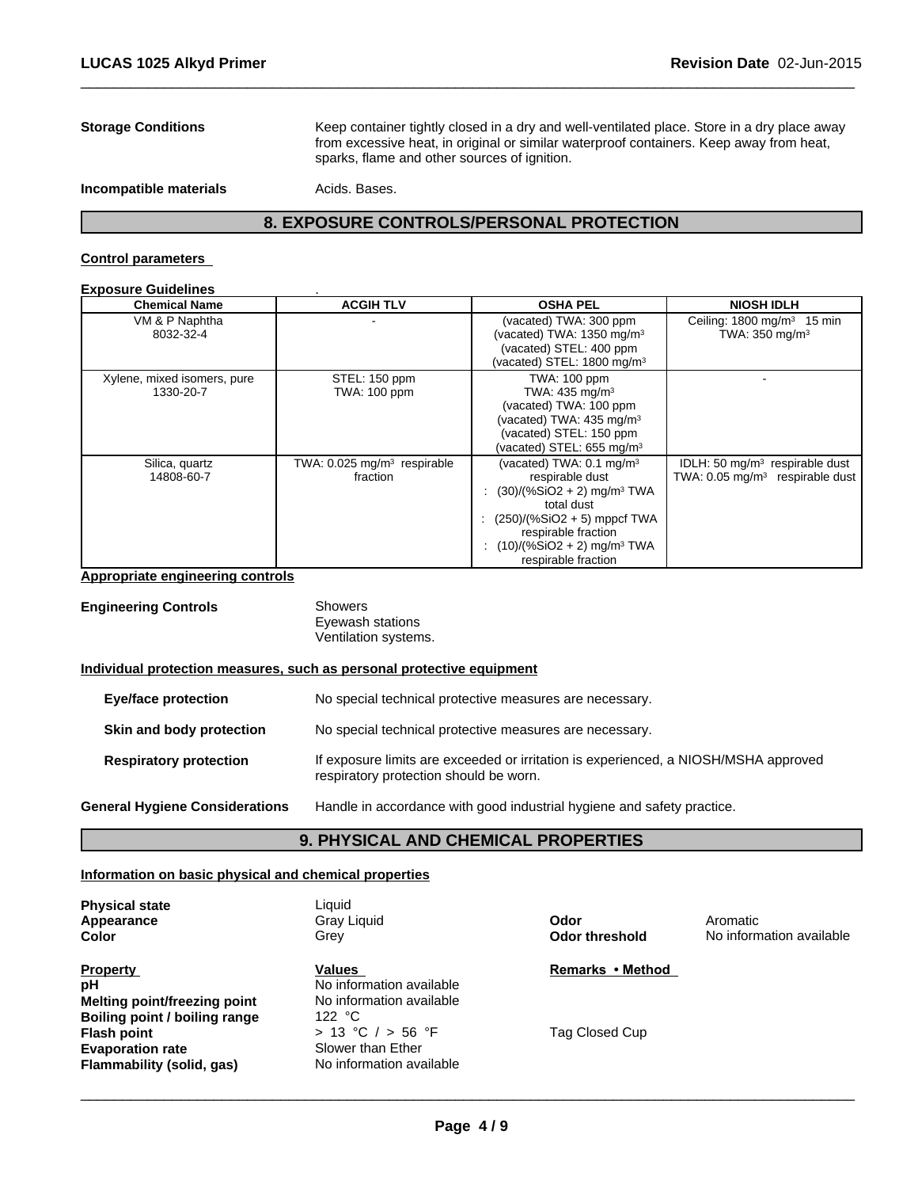**Storage Conditions** Keep container tightly closed in a dry and well-ventilated place. Store in a dry place away from excessive heat, in original or similar waterproof containers. Keep away from heat, sparks, flame and other sources of ignition.

**Incompatible materials** Acids. Bases.

## 8. EXPOSURE CONTROLS/PERSONAL PROTECTION

### Control parameters

**Exposure Guidelines** .

| Chemical Name | ACGIH TLV | OSHA PEL | NIOSH IDLH |
|---|---|---|---|
| VM & P Naphtha<br>8032-32-4 | - | (vacated) TWA: 300 ppm<br>(vacated) TWA: 1350 mg/m³<br>(vacated) STEL: 400 ppm<br>(vacated) STEL: 1800 mg/m³ | Ceiling: 1800 mg/m³ 15 min<br>TWA: 350 mg/m³ |
| Xylene, mixed isomers, pure<br>1330-20-7 | STEL: 150 ppm<br>TWA: 100 ppm | TWA: 100 ppm<br>TWA: 435 mg/m³<br>(vacated) TWA: 100 ppm<br>(vacated) TWA: 435 mg/m³<br>(vacated) STEL: 150 ppm<br>(vacated) STEL: 655 mg/m³ | - |
| Silica, quartz<br>14808-60-7 | TWA: 0.025 mg/m³ respirable fraction | (vacated) TWA: 0.1 mg/m³ respirable dust<br>: (30)/(%SiO2 + 2) mg/m³ TWA total dust<br>: (250)/(%SiO2 + 5) mppcf TWA respirable fraction<br>: (10)/(%SiO2 + 2) mg/m³ TWA respirable fraction | IDLH: 50 mg/m³ respirable dust<br>TWA: 0.05 mg/m³ respirable dust |

### Appropriate engineering controls

**Engineering Controls** Showers
Eyewash stations
Ventilation systems.

### Individual protection measures, such as personal protective equipment

**Eye/face protection** No special technical protective measures are necessary.

**Skin and body protection** No special technical protective measures are necessary.

**Respiratory protection** If exposure limits are exceeded or irritation is experienced, a NIOSH/MSHA approved respiratory protection should be worn.

**General Hygiene Considerations** Handle in accordance with good industrial hygiene and safety practice.

## 9. PHYSICAL AND CHEMICAL PROPERTIES

### Information on basic physical and chemical properties

**Physical state** Liquid
**Appearance** Gray Liquid
**Color** Grey
**Odor** Aromatic
**Odor threshold** No information available

| Property | Values | Remarks • Method |
|---|---|---|
| **pH** | No information available | |
| **Melting point/freezing point** | No information available | |
| **Boiling point / boiling range** | 122 °C | |
| **Flash point** | > 13 °C / > 56 °F | Tag Closed Cup |
| **Evaporation rate** | Slower than Ether | |
| **Flammability (solid, gas)** | No information available | |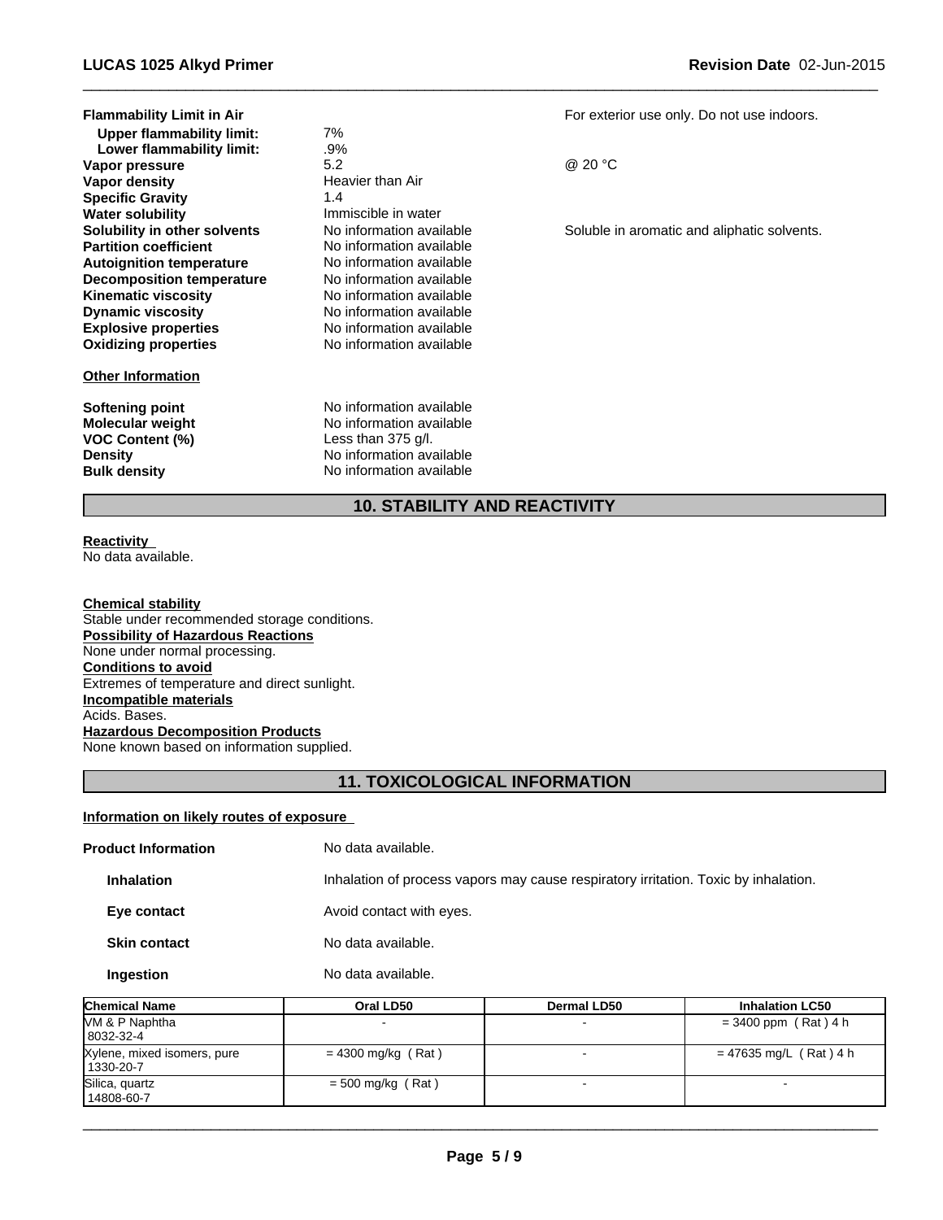| | | |
|---|---|---|
| **Flammability Limit in Air** | | For exterior use only. Do not use indoors. |
| **Upper flammability limit:** | 7% | |
| **Lower flammability limit:** | .9% | |
| **Vapor pressure** | 5.2 | @ 20 °C |
| **Vapor density** | Heavier than Air | |
| **Specific Gravity** | 1.4 | |
| **Water solubility** | Immiscible in water | |
| **Solubility in other solvents** | No information available | Soluble in aromatic and aliphatic solvents. |
| **Partition coefficient** | No information available | |
| **Autoignition temperature** | No information available | |
| **Decomposition temperature** | No information available | |
| **Kinematic viscosity** | No information available | |
| **Dynamic viscosity** | No information available | |
| **Explosive properties** | No information available | |
| **Oxidizing properties** | No information available | |

**Other Information**

| | |
|---|---|
| **Softening point** | No information available |
| **Molecular weight** | No information available |
| **VOC Content (%)** | Less than 375 g/l. |
| **Density** | No information available |
| **Bulk density** | No information available |

## 10. STABILITY AND REACTIVITY

**Reactivity**
No data available.

**Chemical stability**
Stable under recommended storage conditions.

**Possibility of Hazardous Reactions**
None under normal processing.

**Conditions to avoid**
Extremes of temperature and direct sunlight.

**Incompatible materials**
Acids. Bases.

**Hazardous Decomposition Products**
None known based on information supplied.

## 11. TOXICOLOGICAL INFORMATION

**Information on likely routes of exposure**

| | |
|---|---|
| **Product Information** | No data available. |
| **Inhalation** | Inhalation of process vapors may cause respiratory irritation. Toxic by inhalation. |
| **Eye contact** | Avoid contact with eyes. |
| **Skin contact** | No data available. |
| **Ingestion** | No data available. |

| Chemical Name | Oral LD50 | Dermal LD50 | Inhalation LC50 |
|---|---|---|---|
| VM & P Naphtha<br>8032-32-4 | - | - | = 3400 ppm ( Rat ) 4 h |
| Xylene, mixed isomers, pure<br>1330-20-7 | = 4300 mg/kg ( Rat ) | - | = 47635 mg/L ( Rat ) 4 h |
| Silica, quartz<br>14808-60-7 | = 500 mg/kg ( Rat ) | - | - |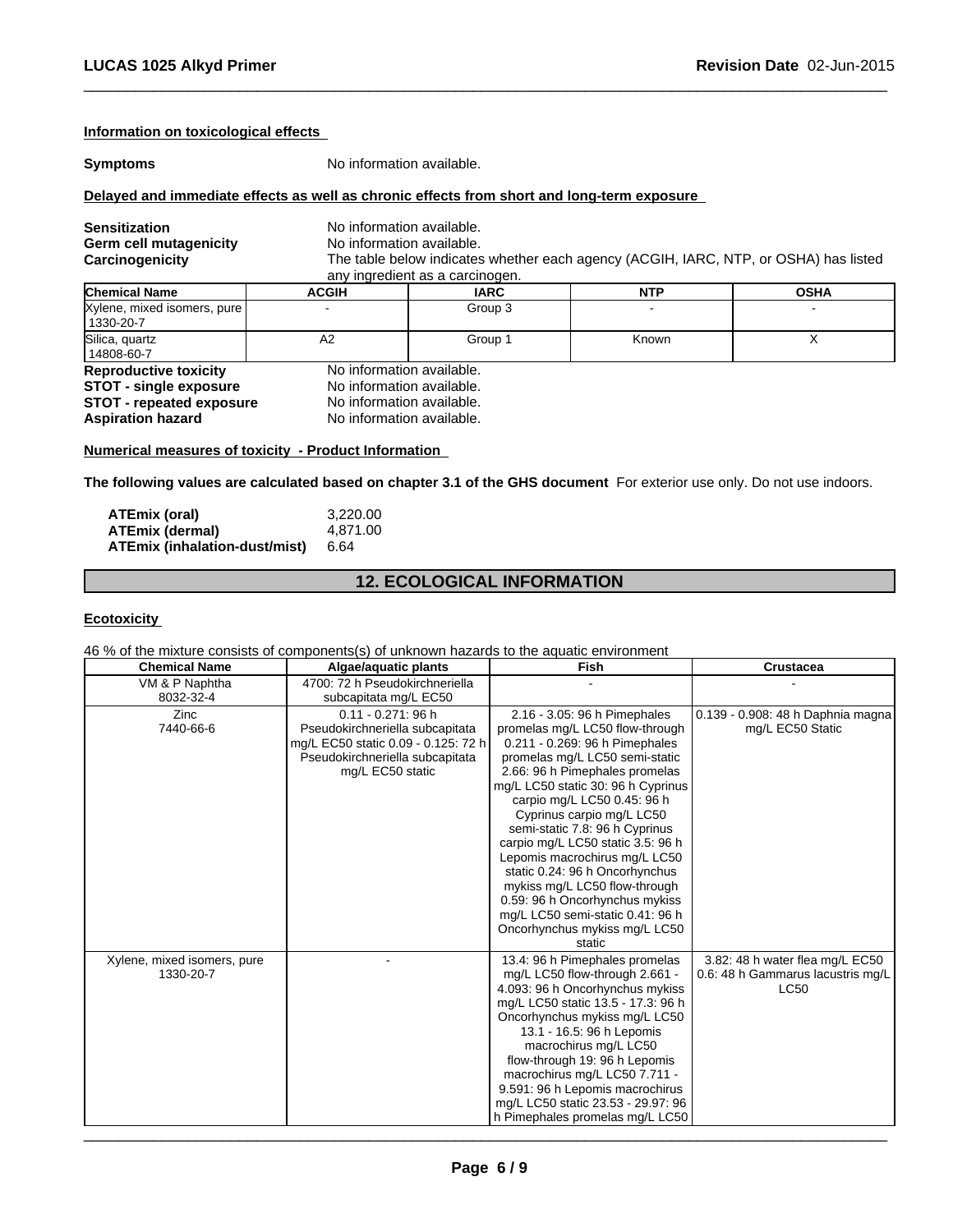**Information on toxicological effects**

**Symptoms** No information available.

**Delayed and immediate effects as well as chronic effects from short and long-term exposure**

**Sensitization** No information available.
**Germ cell mutagenicity** No information available.
**Carcinogenicity** The table below indicates whether each agency (ACGIH, IARC, NTP, or OSHA) has listed any ingredient as a carcinogen.

| Chemical Name | ACGIH | IARC | NTP | OSHA |
|---|---|---|---|---|
| Xylene, mixed isomers, pure 1330-20-7 | - | Group 3 | - | - |
| Silica, quartz 14808-60-7 | A2 | Group 1 | Known | X |

**Reproductive toxicity** No information available.
**STOT - single exposure** No information available.
**STOT - repeated exposure** No information available.
**Aspiration hazard** No information available.

**Numerical measures of toxicity - Product Information**

**The following values are calculated based on chapter 3.1 of the GHS document** For exterior use only. Do not use indoors.

**ATEmix (oral)** 3,220.00
**ATEmix (dermal)** 4,871.00
**ATEmix (inhalation-dust/mist)** 6.64

## 12. ECOLOGICAL INFORMATION

**Ecotoxicity**

46 % of the mixture consists of components(s) of unknown hazards to the aquatic environment

| Chemical Name | Algae/aquatic plants | Fish | Crustacea |
|---|---|---|---|
| VM & P Naphtha 8032-32-4 | 4700: 72 h Pseudokirchneriella subcapitata mg/L EC50 | - | - |
| Zinc 7440-66-6 | 0.11 - 0.271: 96 h Pseudokirchneriella subcapitata mg/L EC50 static 0.09 - 0.125: 72 h Pseudokirchneriella subcapitata mg/L EC50 static | 2.16 - 3.05: 96 h Pimephales promelas mg/L LC50 flow-through 0.211 - 0.269: 96 h Pimephales promelas mg/L LC50 semi-static 2.66: 96 h Pimephales promelas mg/L LC50 static 30: 96 h Cyprinus carpio mg/L LC50 0.45: 96 h Cyprinus carpio mg/L LC50 semi-static 7.8: 96 h Cyprinus carpio mg/L LC50 static 3.5: 96 h Lepomis macrochirus mg/L LC50 static 0.24: 96 h Oncorhynchus mykiss mg/L LC50 flow-through 0.59: 96 h Oncorhynchus mykiss mg/L LC50 semi-static 0.41: 96 h Oncorhynchus mykiss mg/L LC50 static | 0.139 - 0.908: 48 h Daphnia magna mg/L EC50 Static |
| Xylene, mixed isomers, pure 1330-20-7 | - | 13.4: 96 h Pimephales promelas mg/L LC50 flow-through 2.661 - 4.093: 96 h Oncorhynchus mykiss mg/L LC50 static 13.5 - 17.3: 96 h Oncorhynchus mykiss mg/L LC50 13.1 - 16.5: 96 h Lepomis macrochirus mg/L LC50 flow-through 19: 96 h Lepomis macrochirus mg/L LC50 7.711 - 9.591: 96 h Lepomis macrochirus mg/L LC50 static 23.53 - 29.97: 96 h Pimephales promelas mg/L LC50 | 3.82: 48 h water flea mg/L EC50 0.6: 48 h Gammarus lacustris mg/L LC50 |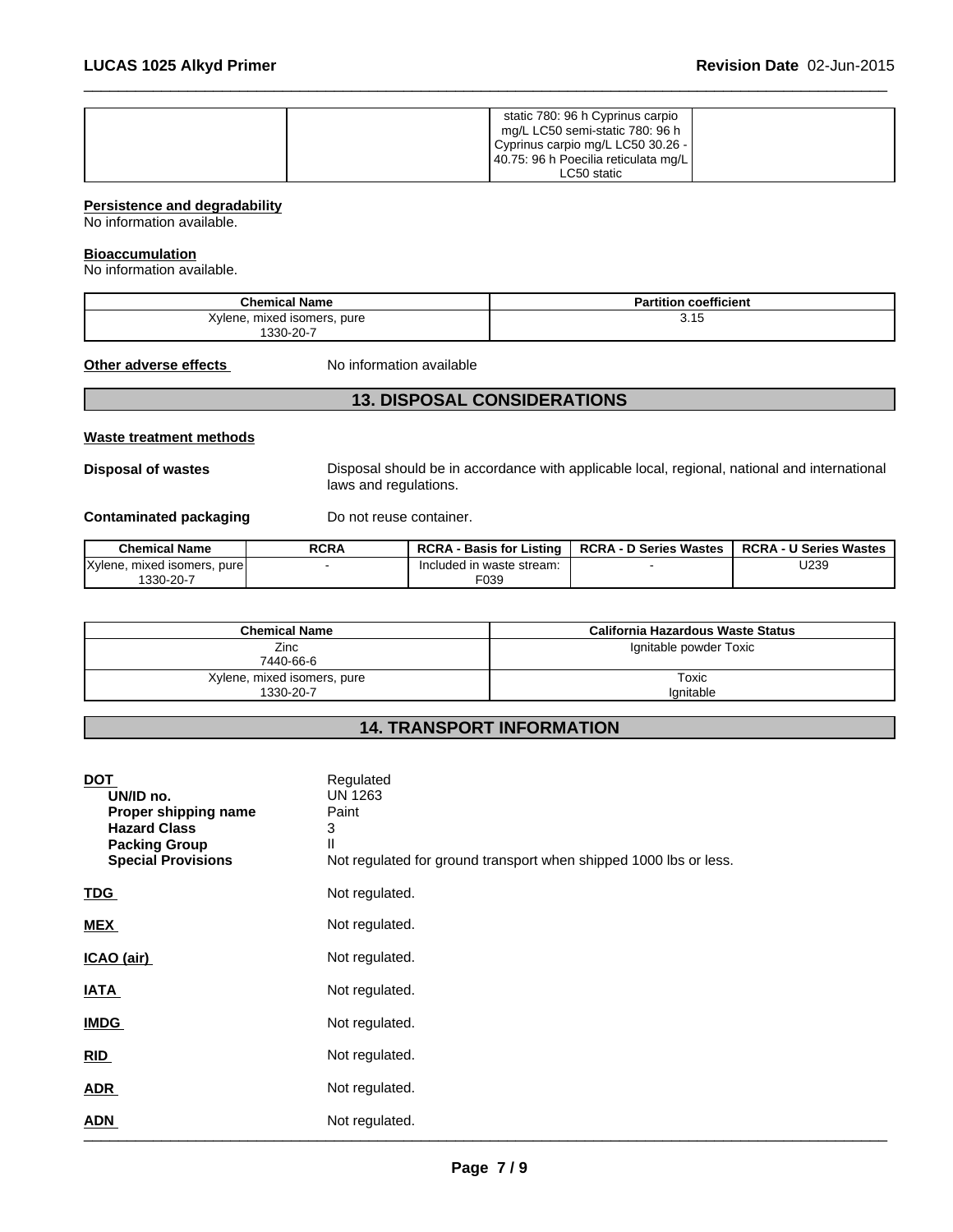| | | static 780: 96 h Cyprinus carpio mg/L LC50 semi-static 780: 96 h Cyprinus carpio mg/L LC50 30.26 - 40.75: 96 h Poecilia reticulata mg/L LC50 static | |
|---|---|---|---|

**Persistence and degradability**

No information available.

**Bioaccumulation**

No information available.

| Chemical Name | Partition coefficient |
|---|---|
| Xylene, mixed isomers, pure 1330-20-7 | 3.15 |

**Other adverse effects** No information available

## 13. DISPOSAL CONSIDERATIONS

**Waste treatment methods**

**Disposal of wastes** Disposal should be in accordance with applicable local, regional, national and international laws and regulations.

**Contaminated packaging** Do not reuse container.

| Chemical Name | RCRA | RCRA - Basis for Listing | RCRA - D Series Wastes | RCRA - U Series Wastes |
|---|---|---|---|---|
| Xylene, mixed isomers, pure 1330-20-7 | - | Included in waste stream: F039 | - | U239 |

| Chemical Name | California Hazardous Waste Status |
|---|---|
| Zinc 7440-66-6 | Ignitable powder Toxic |
| Xylene, mixed isomers, pure 1330-20-7 | Toxic Ignitable |

## 14. TRANSPORT INFORMATION

**DOT** Regulated
- **UN/ID no.** UN 1263
- **Proper shipping name** Paint
- **Hazard Class** 3
- **Packing Group** II
- **Special Provisions** Not regulated for ground transport when shipped 1000 lbs or less.

**TDG** Not regulated.

**MEX** Not regulated.

**ICAO (air)** Not regulated.

**IATA** Not regulated.

**IMDG** Not regulated.

**RID** Not regulated.

**ADR** Not regulated.

**ADN** Not regulated.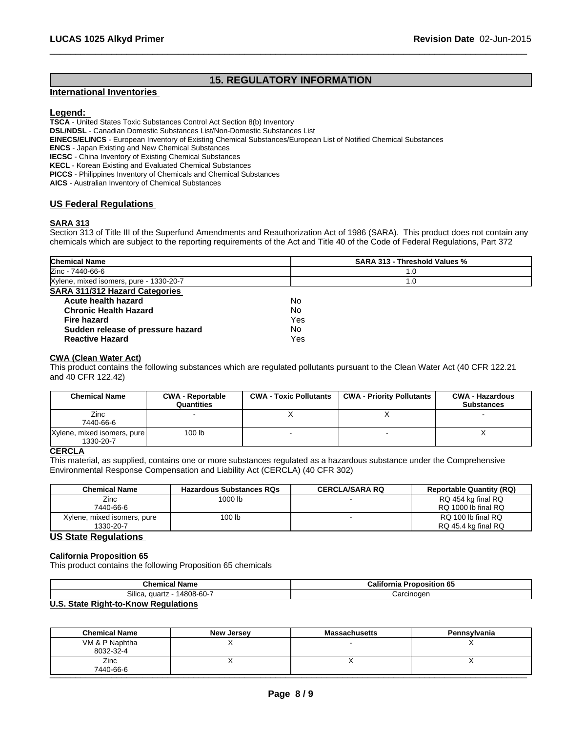## 15. REGULATORY INFORMATION

### International Inventories

**Legend:**

**TSCA** - United States Toxic Substances Control Act Section 8(b) Inventory
**DSL/NDSL** - Canadian Domestic Substances List/Non-Domestic Substances List
**EINECS/ELINCS** - European Inventory of Existing Chemical Substances/European List of Notified Chemical Substances
**ENCS** - Japan Existing and New Chemical Substances
**IECSC** - China Inventory of Existing Chemical Substances
**KECL** - Korean Existing and Evaluated Chemical Substances
**PICCS** - Philippines Inventory of Chemicals and Chemical Substances
**AICS** - Australian Inventory of Chemical Substances

### US Federal Regulations

**SARA 313**

Section 313 of Title III of the Superfund Amendments and Reauthorization Act of 1986 (SARA). This product does not contain any chemicals which are subject to the reporting requirements of the Act and Title 40 of the Code of Federal Regulations, Part 372

| Chemical Name | SARA 313 - Threshold Values % |
|---|---|
| Zinc - 7440-66-6 | 1.0 |
| Xylene, mixed isomers, pure - 1330-20-7 | 1.0 |

**SARA 311/312 Hazard Categories**

| | |
|---|---|
| **Acute health hazard** | No |
| **Chronic Health Hazard** | No |
| **Fire hazard** | Yes |
| **Sudden release of pressure hazard** | No |
| **Reactive Hazard** | Yes |

**CWA (Clean Water Act)**

This product contains the following substances which are regulated pollutants pursuant to the Clean Water Act (40 CFR 122.21 and 40 CFR 122.42)

| Chemical Name | CWA - Reportable Quantities | CWA - Toxic Pollutants | CWA - Priority Pollutants | CWA - Hazardous Substances |
|---|---|---|---|---|
| Zinc 7440-66-6 | - | X | X | - |
| Xylene, mixed isomers, pure 1330-20-7 | 100 lb | - | - | X |

**CERCLA**

This material, as supplied, contains one or more substances regulated as a hazardous substance under the Comprehensive Environmental Response Compensation and Liability Act (CERCLA) (40 CFR 302)

| Chemical Name | Hazardous Substances RQs | CERCLA/SARA RQ | Reportable Quantity (RQ) |
|---|---|---|---|
| Zinc 7440-66-6 | 1000 lb | - | RQ 454 kg final RQ RQ 1000 lb final RQ |
| Xylene, mixed isomers, pure 1330-20-7 | 100 lb | - | RQ 100 lb final RQ RQ 45.4 kg final RQ |

### US State Regulations

**California Proposition 65**

This product contains the following Proposition 65 chemicals

| Chemical Name | California Proposition 65 |
|---|---|
| Silica, quartz - 14808-60-7 | Carcinogen |

**U.S. State Right-to-Know Regulations**

| Chemical Name | New Jersey | Massachusetts | Pennsylvania |
|---|---|---|---|
| VM & P Naphtha 8032-32-4 | X | - | X |
| Zinc 7440-66-6 | X | X | X |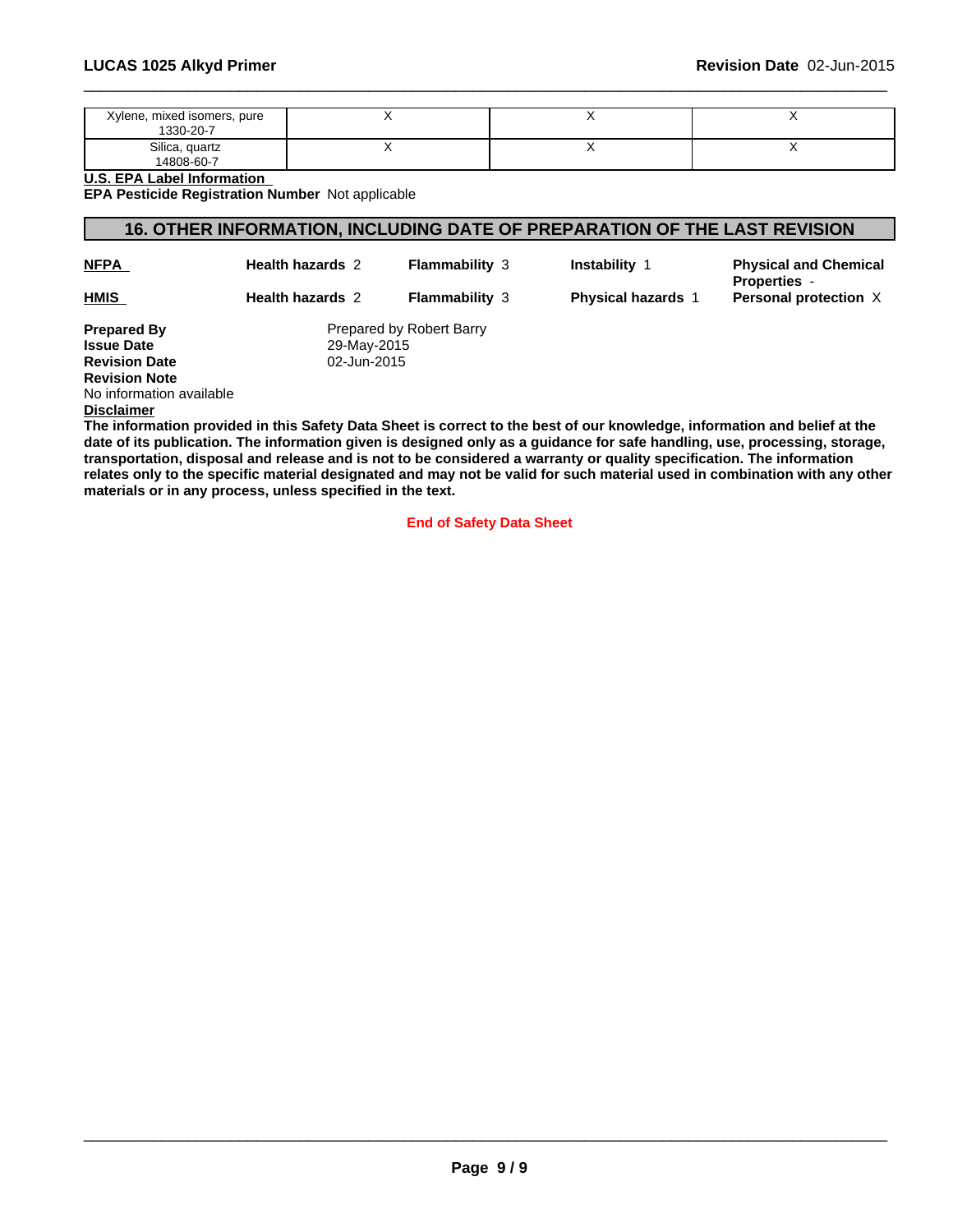| | | | |
|---|---|---|---|
| Xylene, mixed isomers, pure 1330-20-7 | X | X | X |
| Silica, quartz 14808-60-7 | X | X | X |

**U.S. EPA Label Information**

**EPA Pesticide Registration Number** Not applicable

## 16. OTHER INFORMATION, INCLUDING DATE OF PREPARATION OF THE LAST REVISION

| | | | | |
|---|---|---|---|---|
| **NFPA** | **Health hazards** 2 | **Flammability** 3 | **Instability** 1 | **Physical and Chemical Properties** - |
| **HMIS** | **Health hazards** 2 | **Flammability** 3 | **Physical hazards** 1 | **Personal protection** X |

**Prepared By** Prepared by Robert Barry

**Issue Date** 29-May-2015

**Revision Date** 02-Jun-2015

**Revision Note**

No information available

**Disclaimer**

**The information provided in this Safety Data Sheet is correct to the best of our knowledge, information and belief at the date of its publication. The information given is designed only as a guidance for safe handling, use, processing, storage, transportation, disposal and release and is not to be considered a warranty or quality specification. The information relates only to the specific material designated and may not be valid for such material used in combination with any other materials or in any process, unless specified in the text.**

**End of Safety Data Sheet**